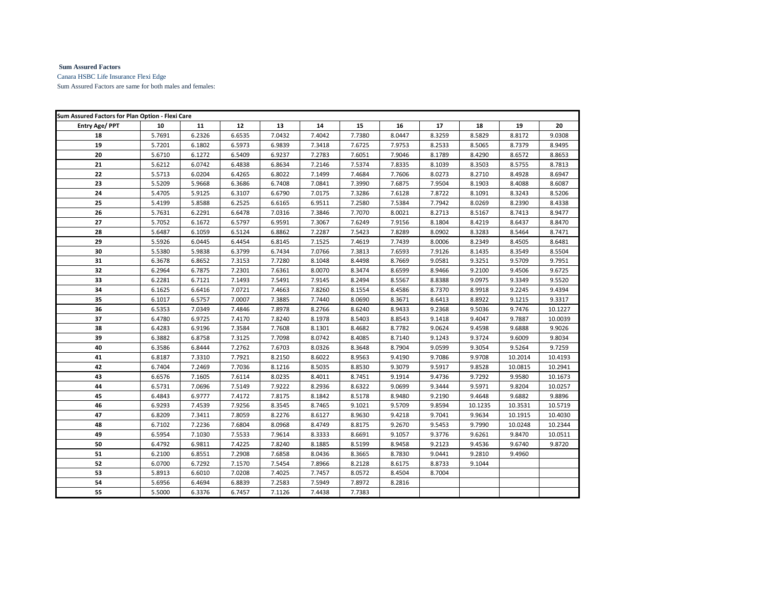**Sum Assured Factors**

Canara HSBC Life Insurance Flexi Edge

Sum Assured Factors are same for both males and females:

| Sum Assured Factors for Plan Option - Flexi Care | | | | | | | | | | | |
|---|---|---|---|---|---|---|---|---|---|---|---|
| **Entry Age/ PPT** | **10** | **11** | **12** | **13** | **14** | **15** | **16** | **17** | **18** | **19** | **20** |
| **18** | 5.7691 | 6.2326 | 6.6535 | 7.0432 | 7.4042 | 7.7380 | 8.0447 | 8.3259 | 8.5829 | 8.8172 | 9.0308 |
| **19** | 5.7201 | 6.1802 | 6.5973 | 6.9839 | 7.3418 | 7.6725 | 7.9753 | 8.2533 | 8.5065 | 8.7379 | 8.9495 |
| **20** | 5.6710 | 6.1272 | 6.5409 | 6.9237 | 7.2783 | 7.6051 | 7.9046 | 8.1789 | 8.4290 | 8.6572 | 8.8653 |
| **21** | 5.6212 | 6.0742 | 6.4838 | 6.8634 | 7.2146 | 7.5374 | 7.8335 | 8.1039 | 8.3503 | 8.5755 | 8.7813 |
| **22** | 5.5713 | 6.0204 | 6.4265 | 6.8022 | 7.1499 | 7.4684 | 7.7606 | 8.0273 | 8.2710 | 8.4928 | 8.6947 |
| **23** | 5.5209 | 5.9668 | 6.3686 | 6.7408 | 7.0841 | 7.3990 | 7.6875 | 7.9504 | 8.1903 | 8.4088 | 8.6087 |
| **24** | 5.4705 | 5.9125 | 6.3107 | 6.6790 | 7.0175 | 7.3286 | 7.6128 | 7.8722 | 8.1091 | 8.3243 | 8.5206 |
| **25** | 5.4199 | 5.8588 | 6.2525 | 6.6165 | 6.9511 | 7.2580 | 7.5384 | 7.7942 | 8.0269 | 8.2390 | 8.4338 |
| **26** | 5.7631 | 6.2291 | 6.6478 | 7.0316 | 7.3846 | 7.7070 | 8.0021 | 8.2713 | 8.5167 | 8.7413 | 8.9477 |
| **27** | 5.7052 | 6.1672 | 6.5797 | 6.9591 | 7.3067 | 7.6249 | 7.9156 | 8.1804 | 8.4219 | 8.6437 | 8.8470 |
| **28** | 5.6487 | 6.1059 | 6.5124 | 6.8862 | 7.2287 | 7.5423 | 7.8289 | 8.0902 | 8.3283 | 8.5464 | 8.7471 |
| **29** | 5.5926 | 6.0445 | 6.4454 | 6.8145 | 7.1525 | 7.4619 | 7.7439 | 8.0006 | 8.2349 | 8.4505 | 8.6481 |
| **30** | 5.5380 | 5.9838 | 6.3799 | 6.7434 | 7.0766 | 7.3813 | 7.6593 | 7.9126 | 8.1435 | 8.3549 | 8.5504 |
| **31** | 6.3678 | 6.8652 | 7.3153 | 7.7280 | 8.1048 | 8.4498 | 8.7669 | 9.0581 | 9.3251 | 9.5709 | 9.7951 |
| **32** | 6.2964 | 6.7875 | 7.2301 | 7.6361 | 8.0070 | 8.3474 | 8.6599 | 8.9466 | 9.2100 | 9.4506 | 9.6725 |
| **33** | 6.2281 | 6.7121 | 7.1493 | 7.5491 | 7.9145 | 8.2494 | 8.5567 | 8.8388 | 9.0975 | 9.3349 | 9.5520 |
| **34** | 6.1625 | 6.6416 | 7.0721 | 7.4663 | 7.8260 | 8.1554 | 8.4586 | 8.7370 | 8.9918 | 9.2245 | 9.4394 |
| **35** | 6.1017 | 6.5757 | 7.0007 | 7.3885 | 7.7440 | 8.0690 | 8.3671 | 8.6413 | 8.8922 | 9.1215 | 9.3317 |
| **36** | 6.5353 | 7.0349 | 7.4846 | 7.8978 | 8.2766 | 8.6240 | 8.9433 | 9.2368 | 9.5036 | 9.7476 | 10.1227 |
| **37** | 6.4780 | 6.9725 | 7.4170 | 7.8240 | 8.1978 | 8.5403 | 8.8543 | 9.1418 | 9.4047 | 9.7887 | 10.0039 |
| **38** | 6.4283 | 6.9196 | 7.3584 | 7.7608 | 8.1301 | 8.4682 | 8.7782 | 9.0624 | 9.4598 | 9.6888 | 9.9026 |
| **39** | 6.3882 | 6.8758 | 7.3125 | 7.7098 | 8.0742 | 8.4085 | 8.7140 | 9.1243 | 9.3724 | 9.6009 | 9.8034 |
| **40** | 6.3586 | 6.8444 | 7.2762 | 7.6703 | 8.0326 | 8.3648 | 8.7904 | 9.0599 | 9.3054 | 9.5264 | 9.7259 |
| **41** | 6.8187 | 7.3310 | 7.7921 | 8.2150 | 8.6022 | 8.9563 | 9.4190 | 9.7086 | 9.9708 | 10.2014 | 10.4193 |
| **42** | 6.7404 | 7.2469 | 7.7036 | 8.1216 | 8.5035 | 8.8530 | 9.3079 | 9.5917 | 9.8528 | 10.0815 | 10.2941 |
| **43** | 6.6576 | 7.1605 | 7.6114 | 8.0235 | 8.4011 | 8.7451 | 9.1914 | 9.4736 | 9.7292 | 9.9580 | 10.1673 |
| **44** | 6.5731 | 7.0696 | 7.5149 | 7.9222 | 8.2936 | 8.6322 | 9.0699 | 9.3444 | 9.5971 | 9.8204 | 10.0257 |
| **45** | 6.4843 | 6.9777 | 7.4172 | 7.8175 | 8.1842 | 8.5178 | 8.9480 | 9.2190 | 9.4648 | 9.6882 | 9.8896 |
| **46** | 6.9293 | 7.4539 | 7.9256 | 8.3545 | 8.7465 | 9.1021 | 9.5709 | 9.8594 | 10.1235 | 10.3531 | 10.5719 |
| **47** | 6.8209 | 7.3411 | 7.8059 | 8.2276 | 8.6127 | 8.9630 | 9.4218 | 9.7041 | 9.9634 | 10.1915 | 10.4030 |
| **48** | 6.7102 | 7.2236 | 7.6804 | 8.0968 | 8.4749 | 8.8175 | 9.2670 | 9.5453 | 9.7990 | 10.0248 | 10.2344 |
| **49** | 6.5954 | 7.1030 | 7.5533 | 7.9614 | 8.3333 | 8.6691 | 9.1057 | 9.3776 | 9.6261 | 9.8470 | 10.0511 |
| **50** | 6.4792 | 6.9811 | 7.4225 | 7.8240 | 8.1885 | 8.5199 | 8.9458 | 9.2123 | 9.4536 | 9.6740 | 9.8720 |
| **51** | 6.2100 | 6.8551 | 7.2908 | 7.6858 | 8.0436 | 8.3665 | 8.7830 | 9.0441 | 9.2810 | 9.4960 | |
| **52** | 6.0700 | 6.7292 | 7.1570 | 7.5454 | 7.8966 | 8.2128 | 8.6175 | 8.8733 | 9.1044 | | |
| **53** | 5.8913 | 6.6010 | 7.0208 | 7.4025 | 7.7457 | 8.0572 | 8.4504 | 8.7004 | | | |
| **54** | 5.6956 | 6.4694 | 6.8839 | 7.2583 | 7.5949 | 7.8972 | 8.2816 | | | | |
| **55** | 5.5000 | 6.3376 | 6.7457 | 7.1126 | 7.4438 | 7.7383 | | | | | |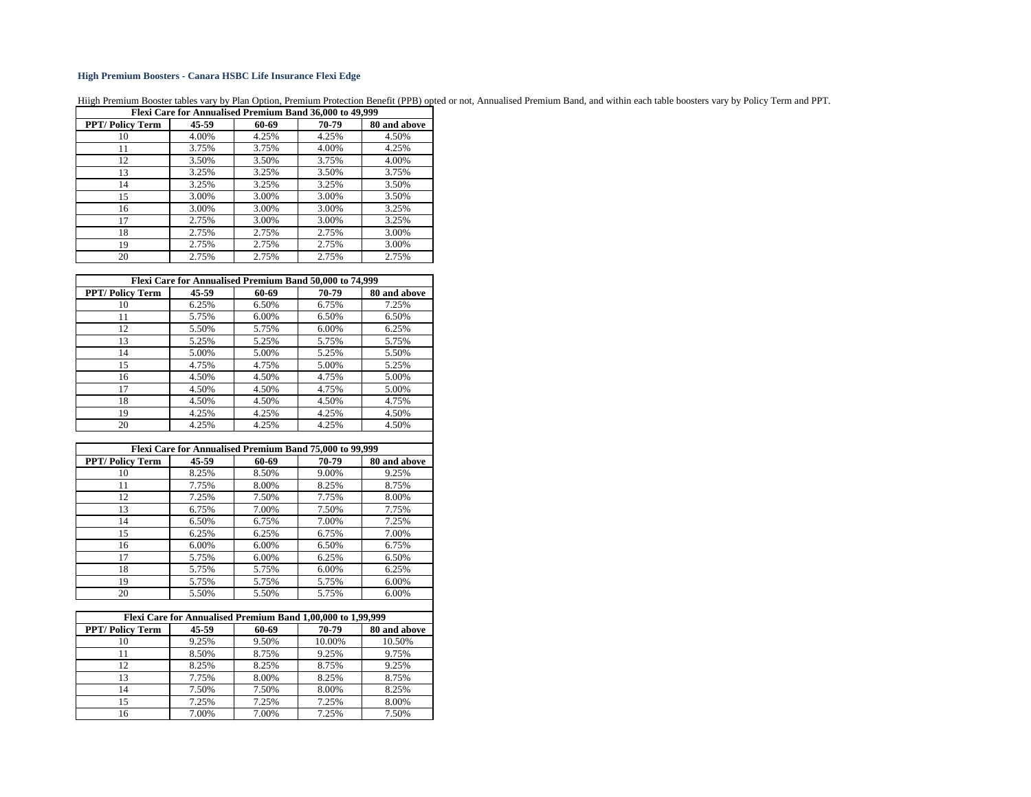**High Premium Boosters - Canara HSBC Life Insurance Flexi Edge**

Hiigh Premium Booster tables vary by Plan Option, Premium Protection Benefit (PPB) opted or not, Annualised Premium Band, and within each table boosters vary by Policy Term and PPT.

| Flexi Care for Annualised Premium Band 36,000 to 49,999 | | | | |
|---|---|---|---|---|
| **PPT/ Policy Term** | **45-59** | **60-69** | **70-79** | **80 and above** |
| 10 | 4.00% | 4.25% | 4.25% | 4.50% |
| 11 | 3.75% | 3.75% | 4.00% | 4.25% |
| 12 | 3.50% | 3.50% | 3.75% | 4.00% |
| 13 | 3.25% | 3.25% | 3.50% | 3.75% |
| 14 | 3.25% | 3.25% | 3.25% | 3.50% |
| 15 | 3.00% | 3.00% | 3.00% | 3.50% |
| 16 | 3.00% | 3.00% | 3.00% | 3.25% |
| 17 | 2.75% | 3.00% | 3.00% | 3.25% |
| 18 | 2.75% | 2.75% | 2.75% | 3.00% |
| 19 | 2.75% | 2.75% | 2.75% | 3.00% |
| 20 | 2.75% | 2.75% | 2.75% | 2.75% |

| Flexi Care for Annualised Premium Band 50,000 to 74,999 | | | | |
|---|---|---|---|---|
| **PPT/ Policy Term** | **45-59** | **60-69** | **70-79** | **80 and above** |
| 10 | 6.25% | 6.50% | 6.75% | 7.25% |
| 11 | 5.75% | 6.00% | 6.50% | 6.50% |
| 12 | 5.50% | 5.75% | 6.00% | 6.25% |
| 13 | 5.25% | 5.25% | 5.75% | 5.75% |
| 14 | 5.00% | 5.00% | 5.25% | 5.50% |
| 15 | 4.75% | 4.75% | 5.00% | 5.25% |
| 16 | 4.50% | 4.50% | 4.75% | 5.00% |
| 17 | 4.50% | 4.50% | 4.75% | 5.00% |
| 18 | 4.50% | 4.50% | 4.50% | 4.75% |
| 19 | 4.25% | 4.25% | 4.25% | 4.50% |
| 20 | 4.25% | 4.25% | 4.25% | 4.50% |

| Flexi Care for Annualised Premium Band 75,000 to 99,999 | | | | |
|---|---|---|---|---|
| **PPT/ Policy Term** | **45-59** | **60-69** | **70-79** | **80 and above** |
| 10 | 8.25% | 8.50% | 9.00% | 9.25% |
| 11 | 7.75% | 8.00% | 8.25% | 8.75% |
| 12 | 7.25% | 7.50% | 7.75% | 8.00% |
| 13 | 6.75% | 7.00% | 7.50% | 7.75% |
| 14 | 6.50% | 6.75% | 7.00% | 7.25% |
| 15 | 6.25% | 6.25% | 6.75% | 7.00% |
| 16 | 6.00% | 6.00% | 6.50% | 6.75% |
| 17 | 5.75% | 6.00% | 6.25% | 6.50% |
| 18 | 5.75% | 5.75% | 6.00% | 6.25% |
| 19 | 5.75% | 5.75% | 5.75% | 6.00% |
| 20 | 5.50% | 5.50% | 5.75% | 6.00% |

| Flexi Care for Annualised Premium Band 1,00,000 to 1,99,999 | | | | |
|---|---|---|---|---|
| **PPT/ Policy Term** | **45-59** | **60-69** | **70-79** | **80 and above** |
| 10 | 9.25% | 9.50% | 10.00% | 10.50% |
| 11 | 8.50% | 8.75% | 9.25% | 9.75% |
| 12 | 8.25% | 8.25% | 8.75% | 9.25% |
| 13 | 7.75% | 8.00% | 8.25% | 8.75% |
| 14 | 7.50% | 7.50% | 8.00% | 8.25% |
| 15 | 7.25% | 7.25% | 7.25% | 8.00% |
| 16 | 7.00% | 7.00% | 7.25% | 7.50% |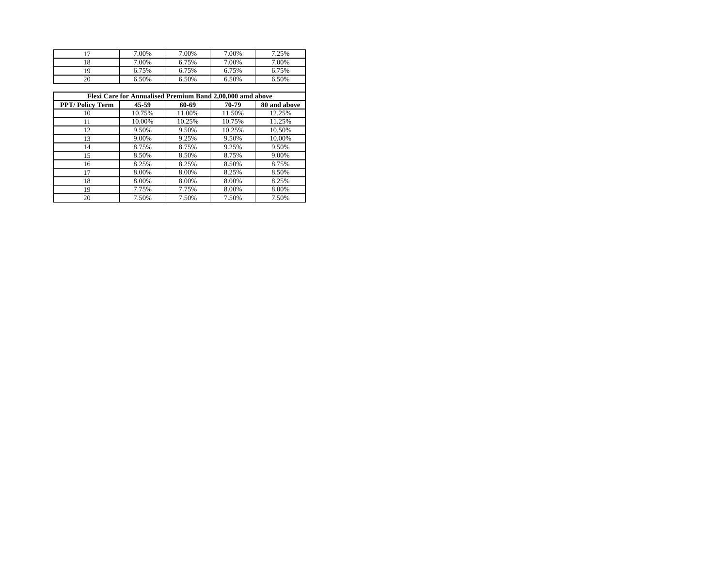| | | | | |
|---|---|---|---|---|
| 17 | 7.00% | 7.00% | 7.00% | 7.25% |
| 18 | 7.00% | 6.75% | 7.00% | 7.00% |
| 19 | 6.75% | 6.75% | 6.75% | 6.75% |
| 20 | 6.50% | 6.50% | 6.50% | 6.50% |

| Flexi Care for Annualised Premium Band 2,00,000 amd above | | | | |
|---|---|---|---|---|
| **PPT/ Policy Term** | **45-59** | **60-69** | **70-79** | **80 and above** |
| 10 | 10.75% | 11.00% | 11.50% | 12.25% |
| 11 | 10.00% | 10.25% | 10.75% | 11.25% |
| 12 | 9.50% | 9.50% | 10.25% | 10.50% |
| 13 | 9.00% | 9.25% | 9.50% | 10.00% |
| 14 | 8.75% | 8.75% | 9.25% | 9.50% |
| 15 | 8.50% | 8.50% | 8.75% | 9.00% |
| 16 | 8.25% | 8.25% | 8.50% | 8.75% |
| 17 | 8.00% | 8.00% | 8.25% | 8.50% |
| 18 | 8.00% | 8.00% | 8.00% | 8.25% |
| 19 | 7.75% | 7.75% | 8.00% | 8.00% |
| 20 | 7.50% | 7.50% | 7.50% | 7.50% |